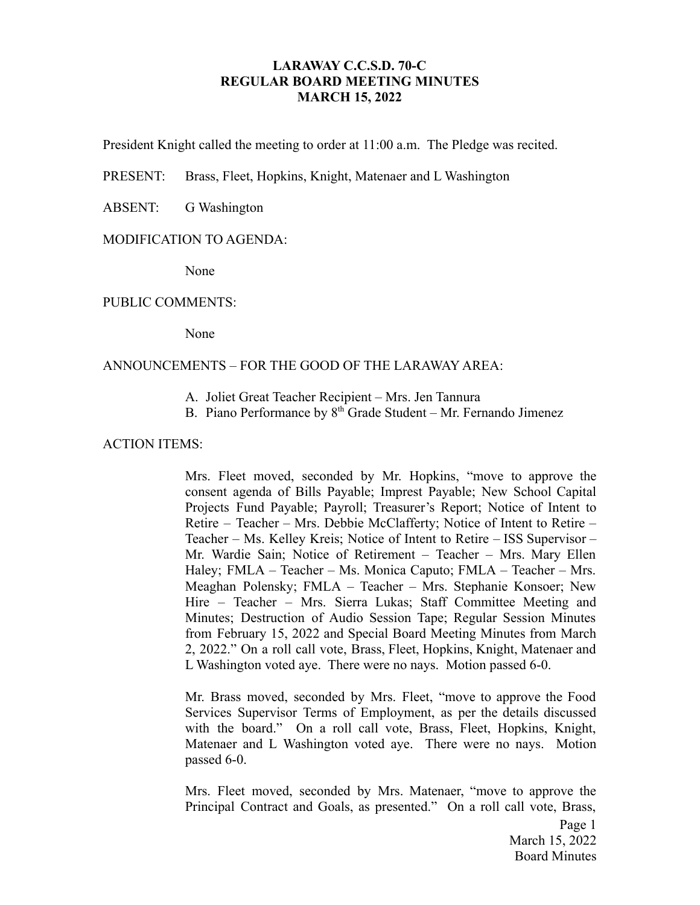# LARAWAY C.C.S.D. 70-C
## REGULAR BOARD MEETING MINUTES
## MARCH 15, 2022

President Knight called the meeting to order at 11:00 a.m. The Pledge was recited.

PRESENT: Brass, Fleet, Hopkins, Knight, Matenaer and L Washington

ABSENT: G Washington

MODIFICATION TO AGENDA:

None

PUBLIC COMMENTS:

None

ANNOUNCEMENTS – FOR THE GOOD OF THE LARAWAY AREA:

A. Joliet Great Teacher Recipient – Mrs. Jen Tannura
B. Piano Performance by 8th Grade Student – Mr. Fernando Jimenez

ACTION ITEMS:

Mrs. Fleet moved, seconded by Mr. Hopkins, "move to approve the consent agenda of Bills Payable; Imprest Payable; New School Capital Projects Fund Payable; Payroll; Treasurer's Report; Notice of Intent to Retire – Teacher – Mrs. Debbie McClafferty; Notice of Intent to Retire – Teacher – Ms. Kelley Kreis; Notice of Intent to Retire – ISS Supervisor – Mr. Wardie Sain; Notice of Retirement – Teacher – Mrs. Mary Ellen Haley; FMLA – Teacher – Ms. Monica Caputo; FMLA – Teacher – Mrs. Meaghan Polensky; FMLA – Teacher – Mrs. Stephanie Konsoer; New Hire – Teacher – Mrs. Sierra Lukas; Staff Committee Meeting and Minutes; Destruction of Audio Session Tape; Regular Session Minutes from February 15, 2022 and Special Board Meeting Minutes from March 2, 2022." On a roll call vote, Brass, Fleet, Hopkins, Knight, Matenaer and L Washington voted aye. There were no nays. Motion passed 6-0.

Mr. Brass moved, seconded by Mrs. Fleet, "move to approve the Food Services Supervisor Terms of Employment, as per the details discussed with the board." On a roll call vote, Brass, Fleet, Hopkins, Knight, Matenaer and L Washington voted aye. There were no nays. Motion passed 6-0.

Mrs. Fleet moved, seconded by Mrs. Matenaer, "move to approve the Principal Contract and Goals, as presented." On a roll call vote, Brass,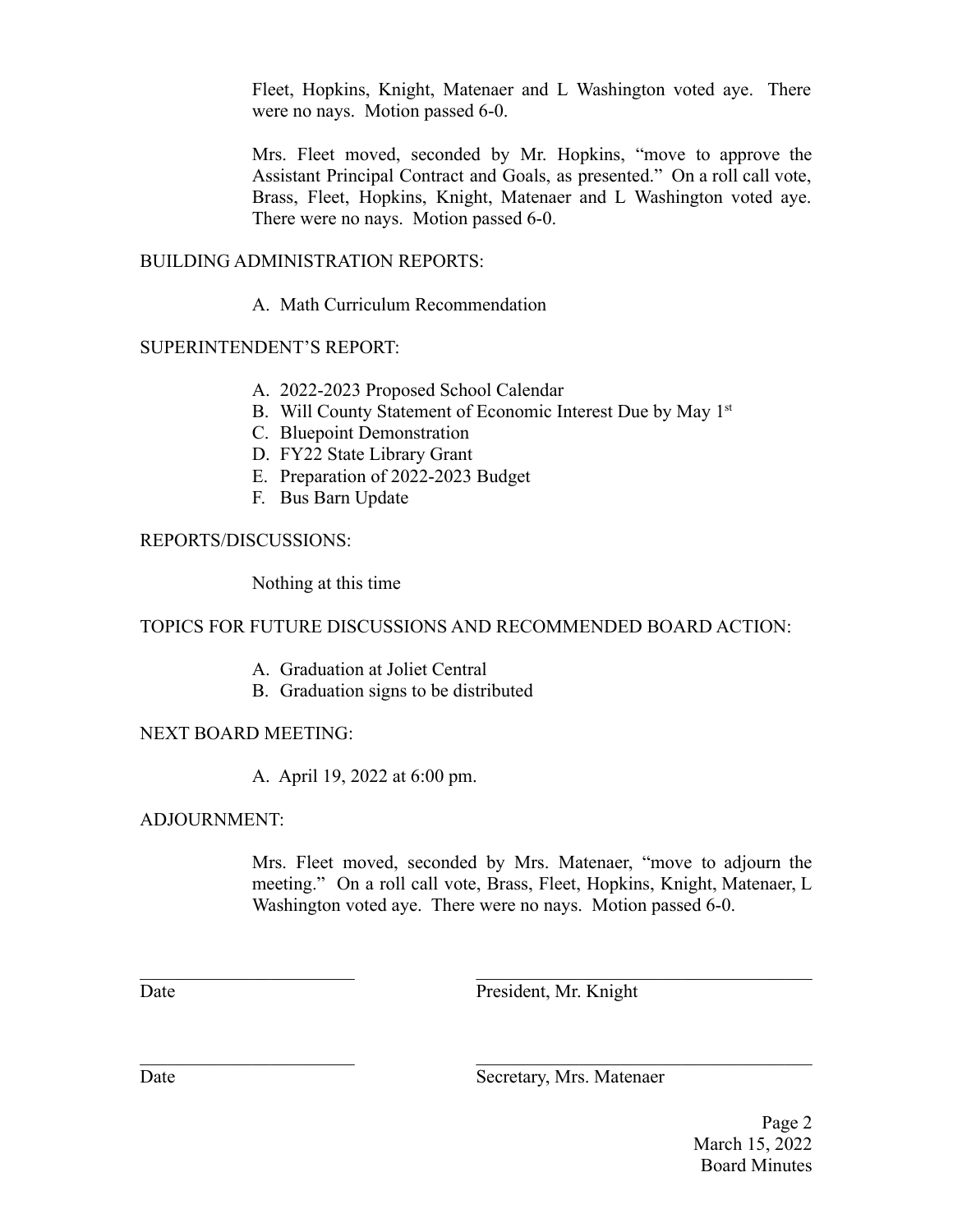Fleet, Hopkins, Knight, Matenaer and L Washington voted aye. There were no nays. Motion passed 6-0.

Mrs. Fleet moved, seconded by Mr. Hopkins, "move to approve the Assistant Principal Contract and Goals, as presented." On a roll call vote, Brass, Fleet, Hopkins, Knight, Matenaer and L Washington voted aye. There were no nays. Motion passed 6-0.

BUILDING ADMINISTRATION REPORTS:

A. Math Curriculum Recommendation

SUPERINTENDENT'S REPORT:

A. 2022-2023 Proposed School Calendar
B. Will County Statement of Economic Interest Due by May 1st
C. Bluepoint Demonstration
D. FY22 State Library Grant
E. Preparation of 2022-2023 Budget
F. Bus Barn Update

REPORTS/DISCUSSIONS:

Nothing at this time

TOPICS FOR FUTURE DISCUSSIONS AND RECOMMENDED BOARD ACTION:

A. Graduation at Joliet Central
B. Graduation signs to be distributed

NEXT BOARD MEETING:

A. April 19, 2022 at 6:00 pm.

ADJOURNMENT:

Mrs. Fleet moved, seconded by Mrs. Matenaer, "move to adjourn the meeting." On a roll call vote, Brass, Fleet, Hopkins, Knight, Matenaer, L Washington voted aye. There were no nays. Motion passed 6-0.

\_\_\_\_\_\_\_\_\_\_\_\_\_\_\_\_\_\_\_\_\_\_\_\_ \_\_\_\_\_\_\_\_\_\_\_\_\_\_\_\_\_\_\_\_\_\_\_\_\_\_\_\_\_\_\_\_\_\_\_\_

Date President, Mr. Knight

\_\_\_\_\_\_\_\_\_\_\_\_\_\_\_\_\_\_\_\_\_\_\_\_ \_\_\_\_\_\_\_\_\_\_\_\_\_\_\_\_\_\_\_\_\_\_\_\_\_\_\_\_\_\_\_\_\_\_\_\_

Date Secretary, Mrs. Matenaer